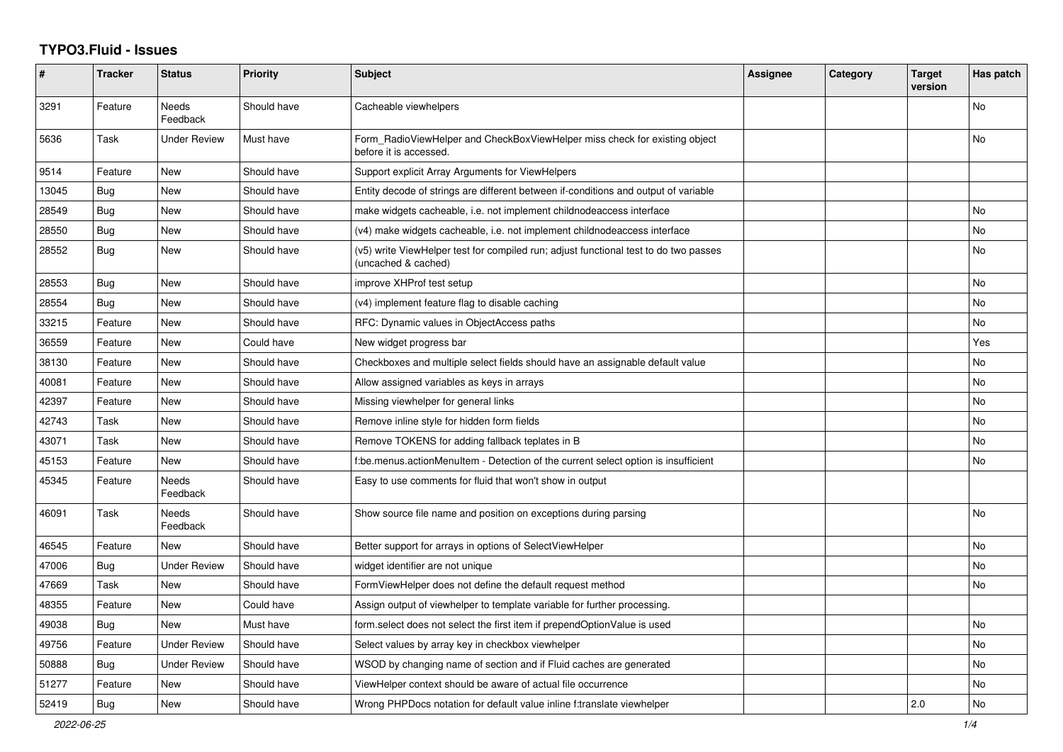# TYPO3.Fluid - Issues

| # | Tracker | Status | Priority | Subject | Assignee | Category | Target version | Has patch |
|---|---|---|---|---|---|---|---|---|
| 3291 | Feature | Needs Feedback | Should have | Cacheable viewhelpers | | | | No |
| 5636 | Task | Under Review | Must have | Form_RadioViewHelper and CheckBoxViewHelper miss check for existing object before it is accessed. | | | | No |
| 9514 | Feature | New | Should have | Support explicit Array Arguments for ViewHelpers | | | | |
| 13045 | Bug | New | Should have | Entity decode of strings are different between if-conditions and output of variable | | | | |
| 28549 | Bug | New | Should have | make widgets cacheable, i.e. not implement childnodeaccess interface | | | | No |
| 28550 | Bug | New | Should have | (v4) make widgets cacheable, i.e. not implement childnodeaccess interface | | | | No |
| 28552 | Bug | New | Should have | (v5) write ViewHelper test for compiled run; adjust functional test to do two passes (uncached & cached) | | | | No |
| 28553 | Bug | New | Should have | improve XHProf test setup | | | | No |
| 28554 | Bug | New | Should have | (v4) implement feature flag to disable caching | | | | No |
| 33215 | Feature | New | Should have | RFC: Dynamic values in ObjectAccess paths | | | | No |
| 36559 | Feature | New | Could have | New widget progress bar | | | | Yes |
| 38130 | Feature | New | Should have | Checkboxes and multiple select fields should have an assignable default value | | | | No |
| 40081 | Feature | New | Should have | Allow assigned variables as keys in arrays | | | | No |
| 42397 | Feature | New | Should have | Missing viewhelper for general links | | | | No |
| 42743 | Task | New | Should have | Remove inline style for hidden form fields | | | | No |
| 43071 | Task | New | Should have | Remove TOKENS for adding fallback teplates in B | | | | No |
| 45153 | Feature | New | Should have | f:be.menus.actionMenuItem - Detection of the current select option is insufficient | | | | No |
| 45345 | Feature | Needs Feedback | Should have | Easy to use comments for fluid that won't show in output | | | | |
| 46091 | Task | Needs Feedback | Should have | Show source file name and position on exceptions during parsing | | | | No |
| 46545 | Feature | New | Should have | Better support for arrays in options of SelectViewHelper | | | | No |
| 47006 | Bug | Under Review | Should have | widget identifier are not unique | | | | No |
| 47669 | Task | New | Should have | FormViewHelper does not define the default request method | | | | No |
| 48355 | Feature | New | Could have | Assign output of viewhelper to template variable for further processing. | | | | |
| 49038 | Bug | New | Must have | form.select does not select the first item if prependOptionValue is used | | | | No |
| 49756 | Feature | Under Review | Should have | Select values by array key in checkbox viewhelper | | | | No |
| 50888 | Bug | Under Review | Should have | WSOD by changing name of section and if Fluid caches are generated | | | | No |
| 51277 | Feature | New | Should have | ViewHelper context should be aware of actual file occurrence | | | | No |
| 52419 | Bug | New | Should have | Wrong PHPDocs notation for default value inline f:translate viewhelper | | | 2.0 | No |

2022-06-25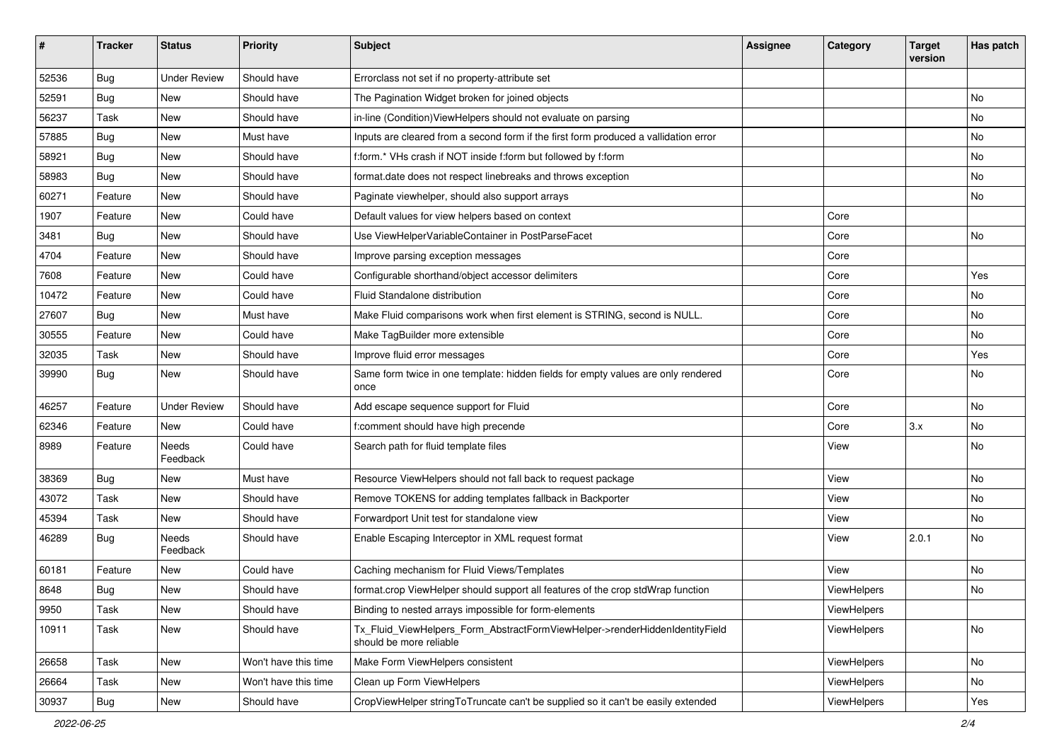| # | Tracker | Status | Priority | Subject | Assignee | Category | Target version | Has patch |
|---|---|---|---|---|---|---|---|---|
| 52536 | Bug | Under Review | Should have | Errorclass not set if no property-attribute set | | | | |
| 52591 | Bug | New | Should have | The Pagination Widget broken for joined objects | | | | No |
| 56237 | Task | New | Should have | in-line (Condition)ViewHelpers should not evaluate on parsing | | | | No |
| 57885 | Bug | New | Must have | Inputs are cleared from a second form if the first form produced a vallidation error | | | | No |
| 58921 | Bug | New | Should have | f:form.* VHs crash if NOT inside f:form but followed by f:form | | | | No |
| 58983 | Bug | New | Should have | format.date does not respect linebreaks and throws exception | | | | No |
| 60271 | Feature | New | Should have | Paginate viewhelper, should also support arrays | | | | No |
| 1907 | Feature | New | Could have | Default values for view helpers based on context | | Core | | |
| 3481 | Bug | New | Should have | Use ViewHelperVariableContainer in PostParseFacet | | Core | | No |
| 4704 | Feature | New | Should have | Improve parsing exception messages | | Core | | |
| 7608 | Feature | New | Could have | Configurable shorthand/object accessor delimiters | | Core | | Yes |
| 10472 | Feature | New | Could have | Fluid Standalone distribution | | Core | | No |
| 27607 | Bug | New | Must have | Make Fluid comparisons work when first element is STRING, second is NULL. | | Core | | No |
| 30555 | Feature | New | Could have | Make TagBuilder more extensible | | Core | | No |
| 32035 | Task | New | Should have | Improve fluid error messages | | Core | | Yes |
| 39990 | Bug | New | Should have | Same form twice in one template: hidden fields for empty values are only rendered once | | Core | | No |
| 46257 | Feature | Under Review | Should have | Add escape sequence support for Fluid | | Core | | No |
| 62346 | Feature | New | Could have | f:comment should have high precende | | Core | 3.x | No |
| 8989 | Feature | Needs Feedback | Could have | Search path for fluid template files | | View | | No |
| 38369 | Bug | New | Must have | Resource ViewHelpers should not fall back to request package | | View | | No |
| 43072 | Task | New | Should have | Remove TOKENS for adding templates fallback in Backporter | | View | | No |
| 45394 | Task | New | Should have | Forwardport Unit test for standalone view | | View | | No |
| 46289 | Bug | Needs Feedback | Should have | Enable Escaping Interceptor in XML request format | | View | 2.0.1 | No |
| 60181 | Feature | New | Could have | Caching mechanism for Fluid Views/Templates | | View | | No |
| 8648 | Bug | New | Should have | format.crop ViewHelper should support all features of the crop stdWrap function | | ViewHelpers | | No |
| 9950 | Task | New | Should have | Binding to nested arrays impossible for form-elements | | ViewHelpers | | |
| 10911 | Task | New | Should have | Tx_Fluid_ViewHelpers_Form_AbstractFormViewHelper->renderHiddenIdentityField should be more reliable | | ViewHelpers | | No |
| 26658 | Task | New | Won't have this time | Make Form ViewHelpers consistent | | ViewHelpers | | No |
| 26664 | Task | New | Won't have this time | Clean up Form ViewHelpers | | ViewHelpers | | No |
| 30937 | Bug | New | Should have | CropViewHelper stringToTruncate can't be supplied so it can't be easily extended | | ViewHelpers | | Yes |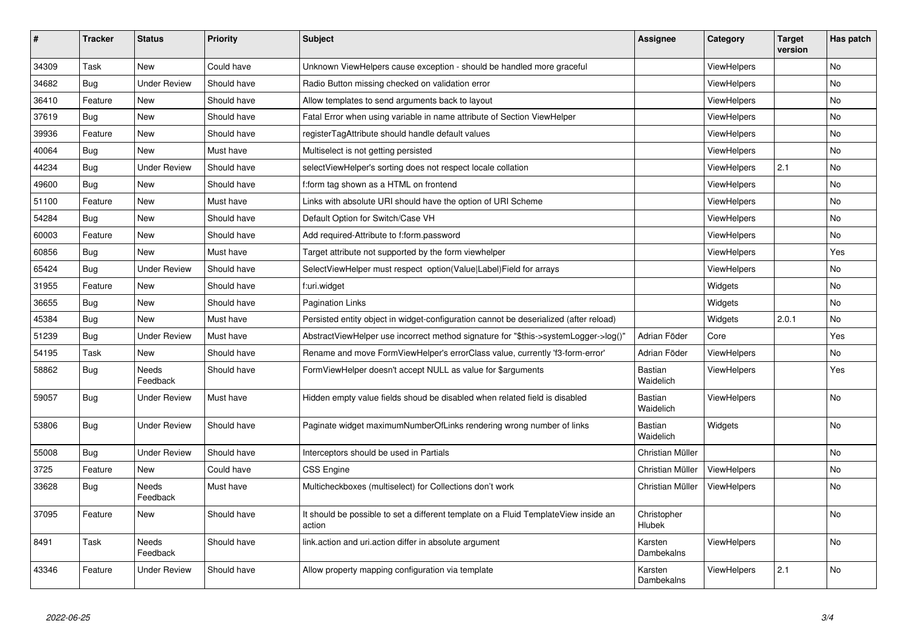| # | Tracker | Status | Priority | Subject | Assignee | Category | Target version | Has patch |
|---|---|---|---|---|---|---|---|---|
| 34309 | Task | New | Could have | Unknown ViewHelpers cause exception - should be handled more graceful | | ViewHelpers | | No |
| 34682 | Bug | Under Review | Should have | Radio Button missing checked on validation error | | ViewHelpers | | No |
| 36410 | Feature | New | Should have | Allow templates to send arguments back to layout | | ViewHelpers | | No |
| 37619 | Bug | New | Should have | Fatal Error when using variable in name attribute of Section ViewHelper | | ViewHelpers | | No |
| 39936 | Feature | New | Should have | registerTagAttribute should handle default values | | ViewHelpers | | No |
| 40064 | Bug | New | Must have | Multiselect is not getting persisted | | ViewHelpers | | No |
| 44234 | Bug | Under Review | Should have | selectViewHelper's sorting does not respect locale collation | | ViewHelpers | 2.1 | No |
| 49600 | Bug | New | Should have | f:form tag shown as a HTML on frontend | | ViewHelpers | | No |
| 51100 | Feature | New | Must have | Links with absolute URI should have the option of URI Scheme | | ViewHelpers | | No |
| 54284 | Bug | New | Should have | Default Option for Switch/Case VH | | ViewHelpers | | No |
| 60003 | Feature | New | Should have | Add required-Attribute to f:form.password | | ViewHelpers | | No |
| 60856 | Bug | New | Must have | Target attribute not supported by the form viewhelper | | ViewHelpers | | Yes |
| 65424 | Bug | Under Review | Should have | SelectViewHelper must respect option(Value\|Label)Field for arrays | | ViewHelpers | | No |
| 31955 | Feature | New | Should have | f:uri.widget | | Widgets | | No |
| 36655 | Bug | New | Should have | Pagination Links | | Widgets | | No |
| 45384 | Bug | New | Must have | Persisted entity object in widget-configuration cannot be deserialized (after reload) | | Widgets | 2.0.1 | No |
| 51239 | Bug | Under Review | Must have | AbstractViewHelper use incorrect method signature for "$this->systemLogger->log()" | Adrian Föder | Core | | Yes |
| 54195 | Task | New | Should have | Rename and move FormViewHelper's errorClass value, currently 'f3-form-error' | Adrian Föder | ViewHelpers | | No |
| 58862 | Bug | Needs Feedback | Should have | FormViewHelper doesn't accept NULL as value for $arguments | Bastian Waidelich | ViewHelpers | | Yes |
| 59057 | Bug | Under Review | Must have | Hidden empty value fields shoud be disabled when related field is disabled | Bastian Waidelich | ViewHelpers | | No |
| 53806 | Bug | Under Review | Should have | Paginate widget maximumNumberOfLinks rendering wrong number of links | Bastian Waidelich | Widgets | | No |
| 55008 | Bug | Under Review | Should have | Interceptors should be used in Partials | Christian Müller | | | No |
| 3725 | Feature | New | Could have | CSS Engine | Christian Müller | ViewHelpers | | No |
| 33628 | Bug | Needs Feedback | Must have | Multicheckboxes (multiselect) for Collections don't work | Christian Müller | ViewHelpers | | No |
| 37095 | Feature | New | Should have | It should be possible to set a different template on a Fluid TemplateView inside an action | Christopher Hlubek | | | No |
| 8491 | Task | Needs Feedback | Should have | link.action and uri.action differ in absolute argument | Karsten Dambekalns | ViewHelpers | | No |
| 43346 | Feature | Under Review | Should have | Allow property mapping configuration via template | Karsten Dambekalns | ViewHelpers | 2.1 | No |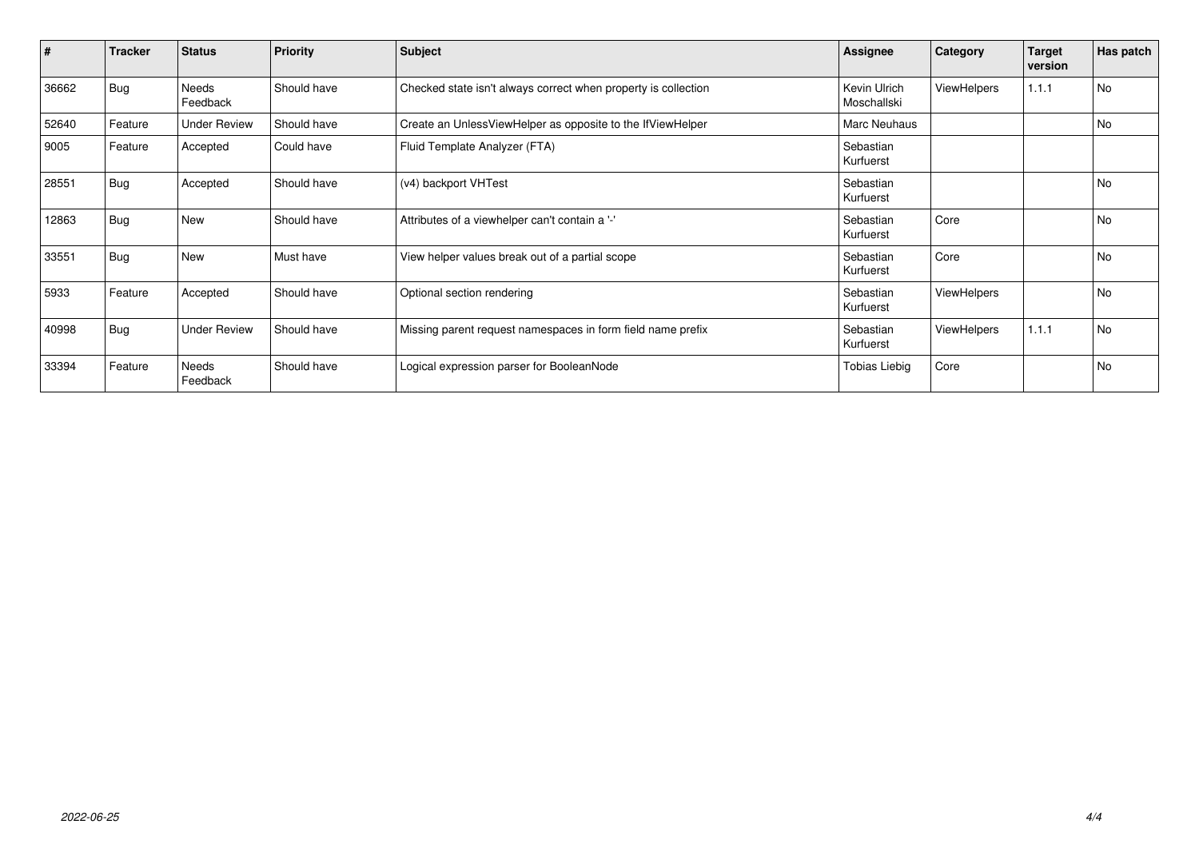| # | Tracker | Status | Priority | Subject | Assignee | Category | Target version | Has patch |
|---|---|---|---|---|---|---|---|---|
| 36662 | Bug | Needs Feedback | Should have | Checked state isn't always correct when property is collection | Kevin Ulrich Moschallski | ViewHelpers | 1.1.1 | No |
| 52640 | Feature | Under Review | Should have | Create an UnlessViewHelper as opposite to the IfViewHelper | Marc Neuhaus | | | No |
| 9005 | Feature | Accepted | Could have | Fluid Template Analyzer (FTA) | Sebastian Kurfuerst | | | |
| 28551 | Bug | Accepted | Should have | (v4) backport VHTest | Sebastian Kurfuerst | | | No |
| 12863 | Bug | New | Should have | Attributes of a viewhelper can't contain a '-' | Sebastian Kurfuerst | Core | | No |
| 33551 | Bug | New | Must have | View helper values break out of a partial scope | Sebastian Kurfuerst | Core | | No |
| 5933 | Feature | Accepted | Should have | Optional section rendering | Sebastian Kurfuerst | ViewHelpers | | No |
| 40998 | Bug | Under Review | Should have | Missing parent request namespaces in form field name prefix | Sebastian Kurfuerst | ViewHelpers | 1.1.1 | No |
| 33394 | Feature | Needs Feedback | Should have | Logical expression parser for BooleanNode | Tobias Liebig | Core | | No |